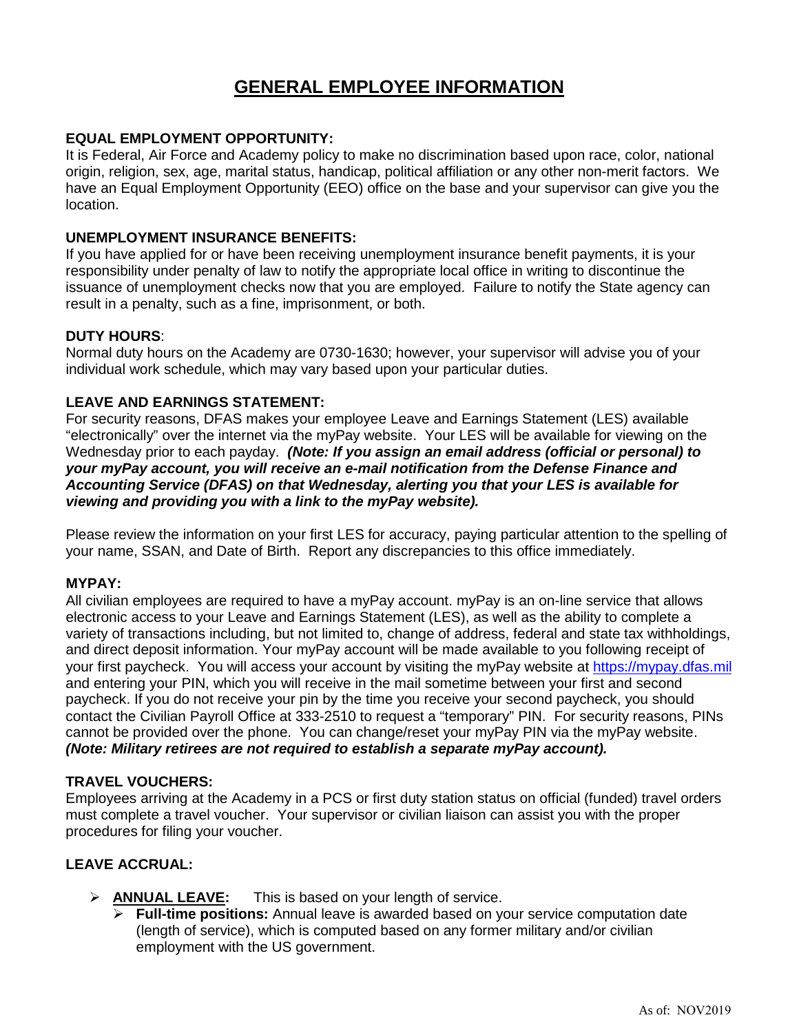# GENERAL EMPLOYEE INFORMATION

**EQUAL EMPLOYMENT OPPORTUNITY:**
It is Federal, Air Force and Academy policy to make no discrimination based upon race, color, national origin, religion, sex, age, marital status, handicap, political affiliation or any other non-merit factors. We have an Equal Employment Opportunity (EEO) office on the base and your supervisor can give you the location.

**UNEMPLOYMENT INSURANCE BENEFITS:**
If you have applied for or have been receiving unemployment insurance benefit payments, it is your responsibility under penalty of law to notify the appropriate local office in writing to discontinue the issuance of unemployment checks now that you are employed. Failure to notify the State agency can result in a penalty, such as a fine, imprisonment, or both.

**DUTY HOURS**:
Normal duty hours on the Academy are 0730-1630; however, your supervisor will advise you of your individual work schedule, which may vary based upon your particular duties.

**LEAVE AND EARNINGS STATEMENT:**
For security reasons, DFAS makes your employee Leave and Earnings Statement (LES) available "electronically" over the internet via the myPay website. Your LES will be available for viewing on the Wednesday prior to each payday. ***(Note: If you assign an email address (official or personal) to your myPay account, you will receive an e-mail notification from the Defense Finance and Accounting Service (DFAS) on that Wednesday, alerting you that your LES is available for viewing and providing you with a link to the myPay website).***

Please review the information on your first LES for accuracy, paying particular attention to the spelling of your name, SSAN, and Date of Birth. Report any discrepancies to this office immediately.

**MYPAY:**
All civilian employees are required to have a myPay account. myPay is an on-line service that allows electronic access to your Leave and Earnings Statement (LES), as well as the ability to complete a variety of transactions including, but not limited to, change of address, federal and state tax withholdings, and direct deposit information. Your myPay account will be made available to you following receipt of your first paycheck. You will access your account by visiting the myPay website at [https://mypay.dfas.mil](https://mypay.dfas.mil) and entering your PIN, which you will receive in the mail sometime between your first and second paycheck. If you do not receive your pin by the time you receive your second paycheck, you should contact the Civilian Payroll Office at 333-2510 to request a "temporary" PIN. For security reasons, PINs cannot be provided over the phone. You can change/reset your myPay PIN via the myPay website. ***(Note: Military retirees are not required to establish a separate myPay account).***

**TRAVEL VOUCHERS:**
Employees arriving at the Academy in a PCS or first duty station status on official (funded) travel orders must complete a travel voucher. Your supervisor or civilian liaison can assist you with the proper procedures for filing your voucher.

**LEAVE ACCRUAL:**

- **<u>ANNUAL LEAVE</u>:** This is based on your length of service.
  - **Full-time positions:** Annual leave is awarded based on your service computation date (length of service), which is computed based on any former military and/or civilian employment with the US government.

As of: NOV2019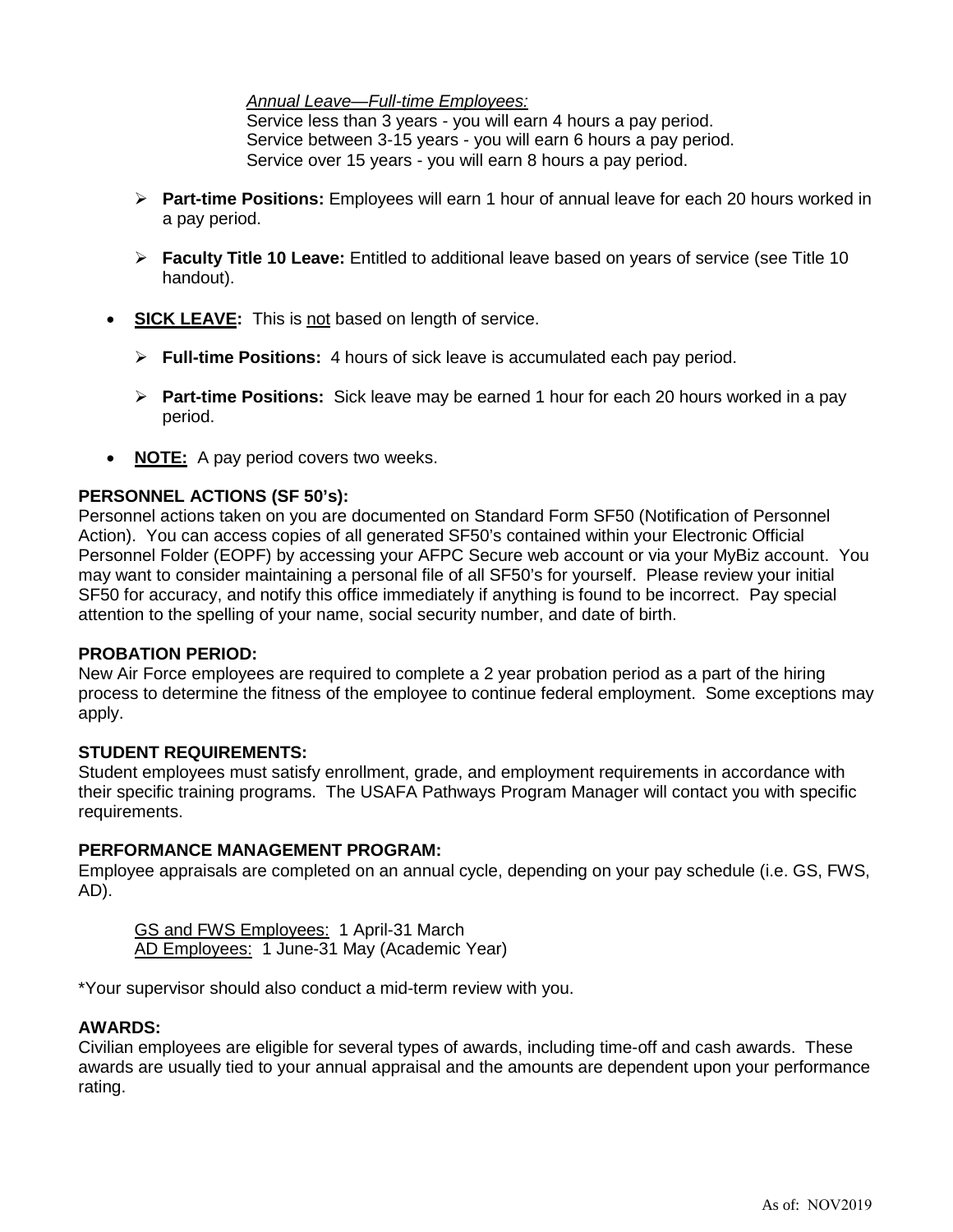*Annual Leave—Full-time Employees:*
Service less than 3 years - you will earn 4 hours a pay period.
Service between 3-15 years - you will earn 6 hours a pay period.
Service over 15 years - you will earn 8 hours a pay period.

- **Part-time Positions:** Employees will earn 1 hour of annual leave for each 20 hours worked in a pay period.

- **Faculty Title 10 Leave:** Entitled to additional leave based on years of service (see Title 10 handout).

- **SICK LEAVE:** This is not based on length of service.

  - **Full-time Positions:** 4 hours of sick leave is accumulated each pay period.

  - **Part-time Positions:** Sick leave may be earned 1 hour for each 20 hours worked in a pay period.

- **NOTE:** A pay period covers two weeks.

**PERSONNEL ACTIONS (SF 50's):**
Personnel actions taken on you are documented on Standard Form SF50 (Notification of Personnel Action). You can access copies of all generated SF50's contained within your Electronic Official Personnel Folder (EOPF) by accessing your AFPC Secure web account or via your MyBiz account. You may want to consider maintaining a personal file of all SF50's for yourself. Please review your initial SF50 for accuracy, and notify this office immediately if anything is found to be incorrect. Pay special attention to the spelling of your name, social security number, and date of birth.

**PROBATION PERIOD:**
New Air Force employees are required to complete a 2 year probation period as a part of the hiring process to determine the fitness of the employee to continue federal employment. Some exceptions may apply.

**STUDENT REQUIREMENTS:**
Student employees must satisfy enrollment, grade, and employment requirements in accordance with their specific training programs. The USAFA Pathways Program Manager will contact you with specific requirements.

**PERFORMANCE MANAGEMENT PROGRAM:**
Employee appraisals are completed on an annual cycle, depending on your pay schedule (i.e. GS, FWS, AD).

GS and FWS Employees: 1 April-31 March
AD Employees: 1 June-31 May (Academic Year)

*Your supervisor should also conduct a mid-term review with you.

**AWARDS:**
Civilian employees are eligible for several types of awards, including time-off and cash awards. These awards are usually tied to your annual appraisal and the amounts are dependent upon your performance rating.

As of: NOV2019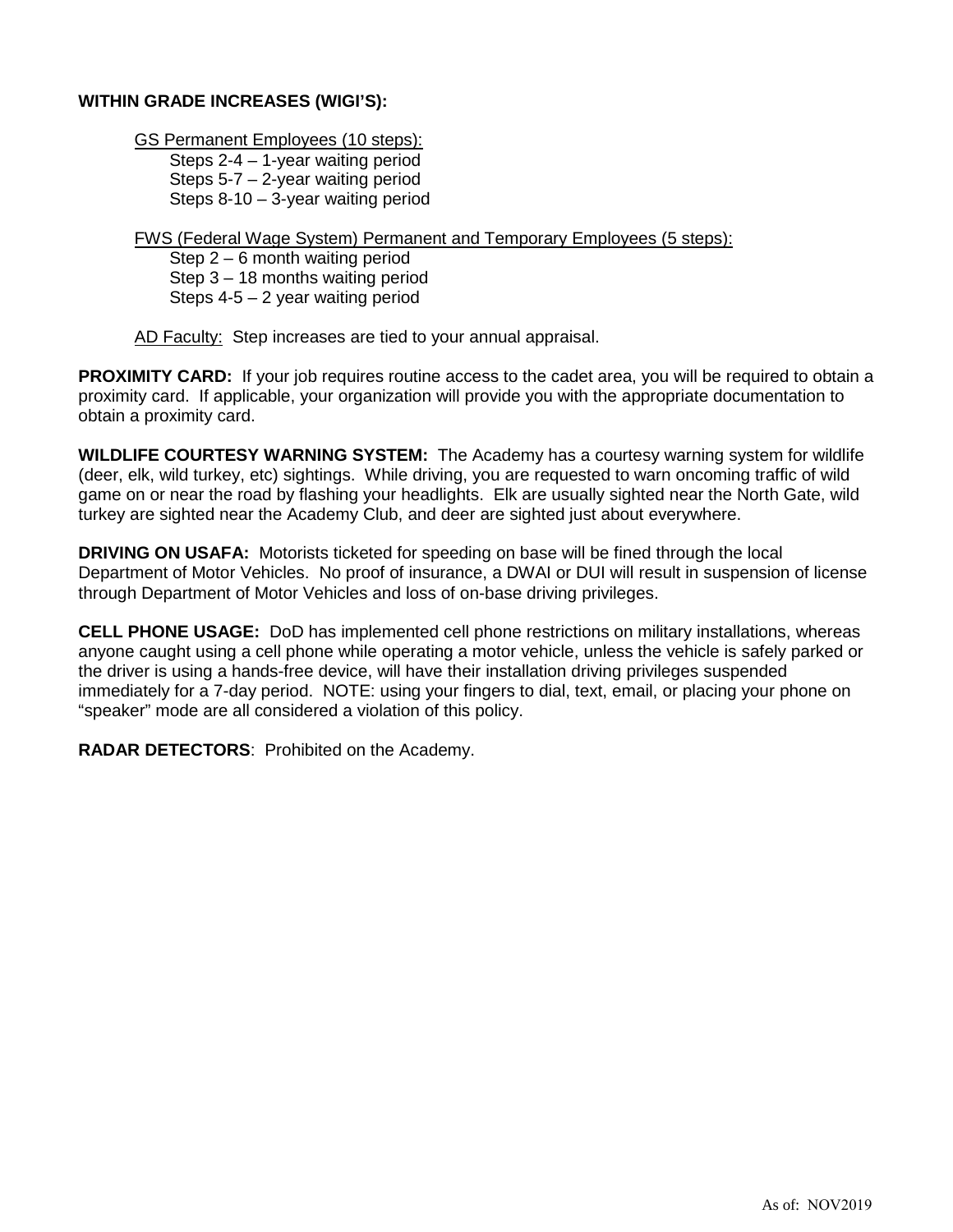**WITHIN GRADE INCREASES (WIGI'S):**

GS Permanent Employees (10 steps):

- Steps 2-4 – 1-year waiting period
- Steps 5-7 – 2-year waiting period
- Steps 8-10 – 3-year waiting period

FWS (Federal Wage System) Permanent and Temporary Employees (5 steps):

- Step 2 – 6 month waiting period
- Step 3 – 18 months waiting period
- Steps 4-5 – 2 year waiting period

AD Faculty: Step increases are tied to your annual appraisal.

**PROXIMITY CARD:** If your job requires routine access to the cadet area, you will be required to obtain a proximity card. If applicable, your organization will provide you with the appropriate documentation to obtain a proximity card.

**WILDLIFE COURTESY WARNING SYSTEM:** The Academy has a courtesy warning system for wildlife (deer, elk, wild turkey, etc) sightings. While driving, you are requested to warn oncoming traffic of wild game on or near the road by flashing your headlights. Elk are usually sighted near the North Gate, wild turkey are sighted near the Academy Club, and deer are sighted just about everywhere.

**DRIVING ON USAFA:** Motorists ticketed for speeding on base will be fined through the local Department of Motor Vehicles. No proof of insurance, a DWAI or DUI will result in suspension of license through Department of Motor Vehicles and loss of on-base driving privileges.

**CELL PHONE USAGE:** DoD has implemented cell phone restrictions on military installations, whereas anyone caught using a cell phone while operating a motor vehicle, unless the vehicle is safely parked or the driver is using a hands-free device, will have their installation driving privileges suspended immediately for a 7-day period. NOTE: using your fingers to dial, text, email, or placing your phone on "speaker" mode are all considered a violation of this policy.

**RADAR DETECTORS**: Prohibited on the Academy.

As of: NOV2019